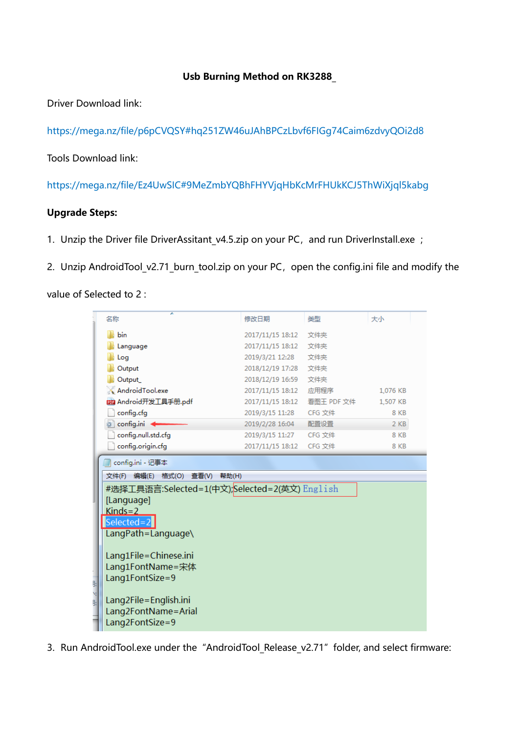**Usb Burning Method on RK3288_**

Driver Download link:

https://mega.nz/file/p6pCVQSY#hq251ZW46uJAhBPCzLbvf6FIGg74Caim6zdvyQOi2d8

Tools Download link:

https://mega.nz/file/Ez4UwSIC#9MeZmbYQBhFHYVjqHbKcMrFHUkKCJ5ThWiXjql5kabg

**Upgrade Steps:**

1. Unzip the Driver file DriverAssitant_v4.5.zip on your PC，and run DriverInstall.exe ；
2. Unzip AndroidTool_v2.71_burn_tool.zip on your PC，open the config.ini file and modify the value of Selected to 2 :

| 名称 | 修改日期 | 类型 | 大小 |
|---|---|---|---|
| bin | 2017/11/15 18:12 | 文件夹 | |
| Language | 2017/11/15 18:12 | 文件夹 | |
| Log | 2019/3/21 12:28 | 文件夹 | |
| Output | 2018/12/19 17:28 | 文件夹 | |
| Output_ | 2018/12/19 16:59 | 文件夹 | |
| AndroidTool.exe | 2017/11/15 18:12 | 应用程序 | 1,076 KB |
| Android开发工具手册.pdf | 2017/11/15 18:12 | 看图王 PDF 文件 | 1,507 KB |
| config.cfg | 2019/3/15 11:28 | CFG 文件 | 8 KB |
| config.ini | 2019/2/28 16:04 | 配置设置 | 2 KB |
| config.null.std.cfg | 2019/3/15 11:27 | CFG 文件 | 8 KB |
| config.origin.cfg | 2017/11/15 18:12 | CFG 文件 | 8 KB |

config.ini - 记事本

文件(F) 编辑(E) 格式(O) 查看(V) 帮助(H)

```
#选择工具语言:Selected=1(中文);Selected=2(英文) English
[Language]
Kinds=2
Selected=2
LangPath=Language\

Lang1File=Chinese.ini
Lang1FontName=宋体
Lang1FontSize=9

Lang2File=English.ini
Lang2FontName=Arial
Lang2FontSize=9
```

3. Run AndroidTool.exe under the “AndroidTool_Release_v2.71” folder, and select firmware: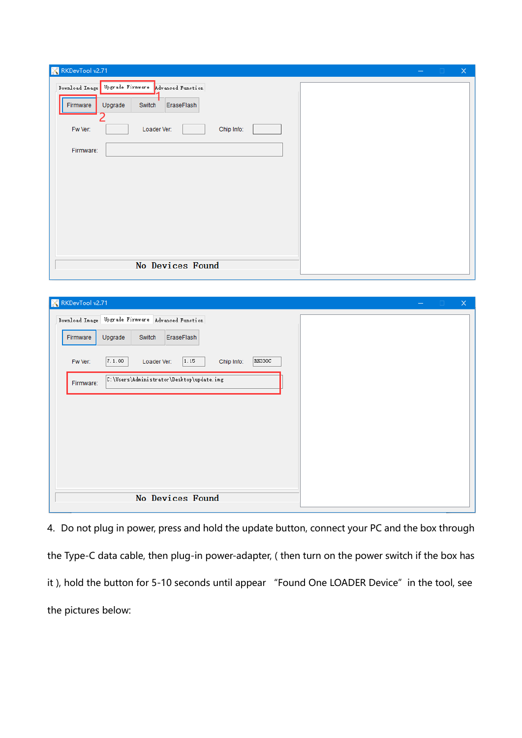4. Do not plug in power, press and hold the update button, connect your PC and the box through the Type-C data cable, then plug-in power-adapter, ( then turn on the power switch if the box has it ), hold the button for 5-10 seconds until appear "Found One LOADER Device" in the tool, see the pictures below: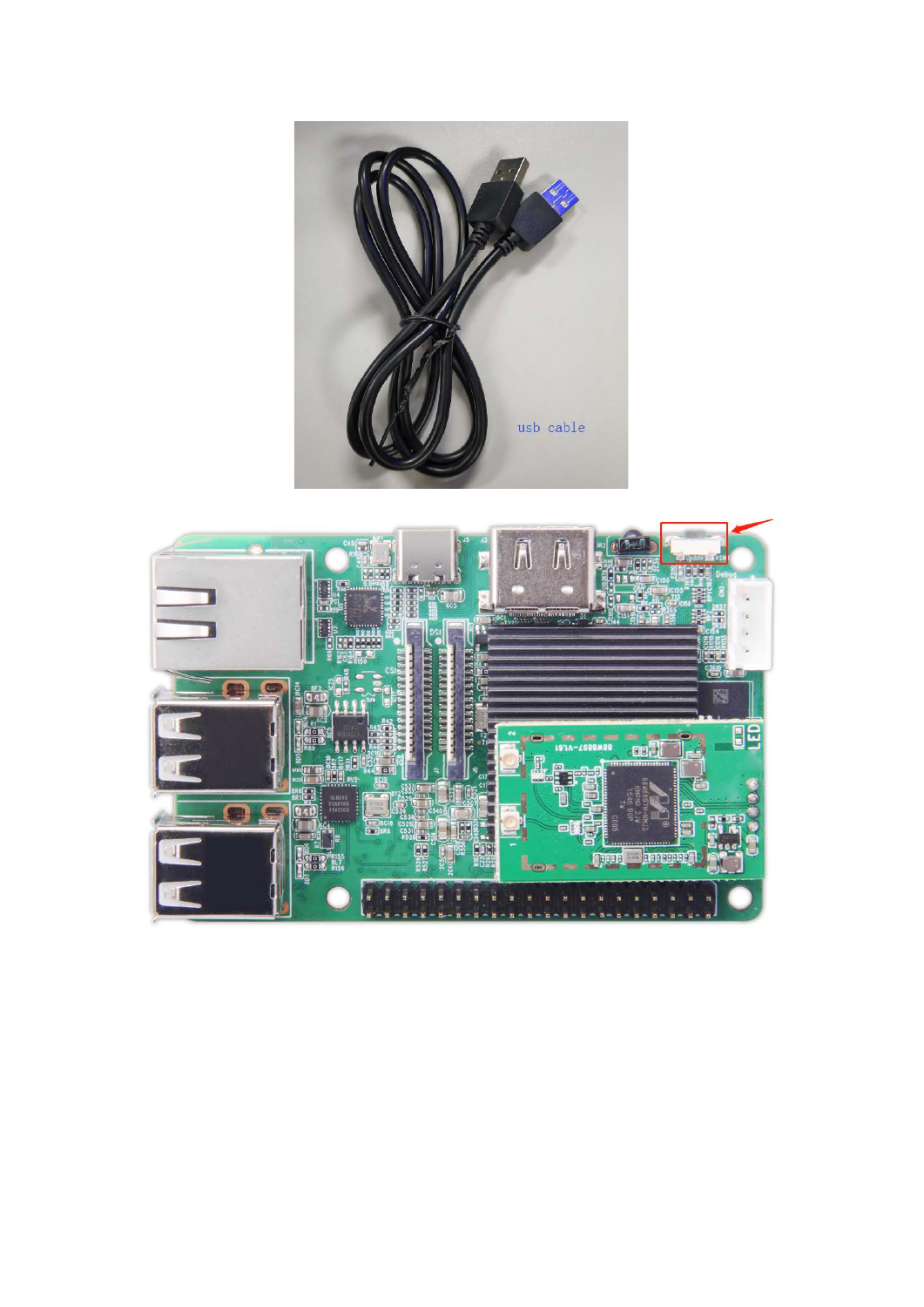usb cable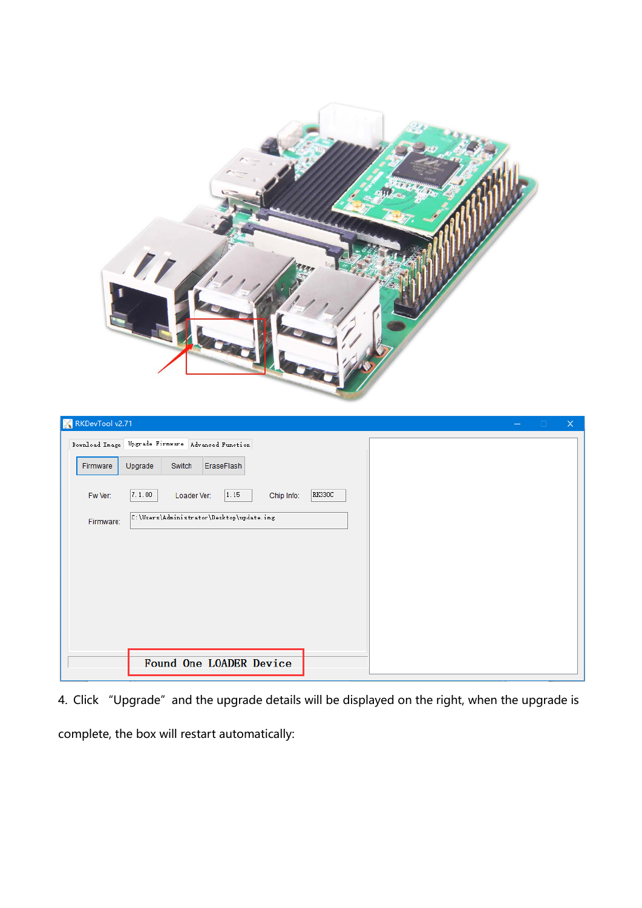4. Click "Upgrade" and the upgrade details will be displayed on the right, when the upgrade is complete, the box will restart automatically: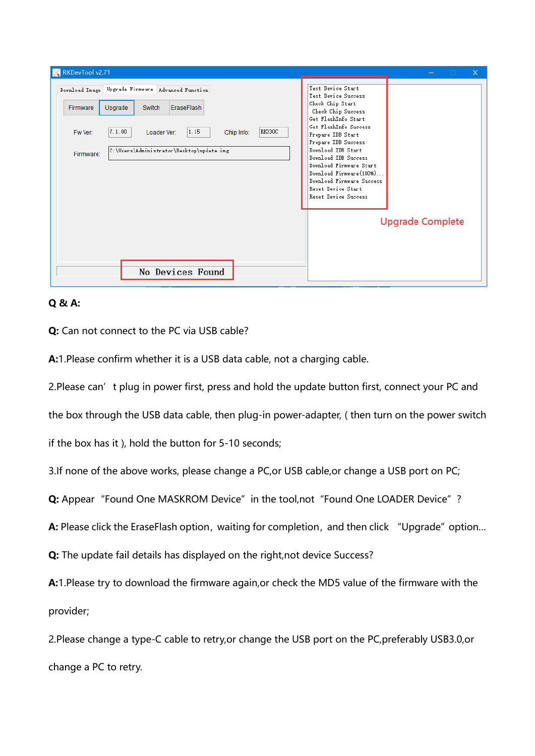RKDevTool v2.71

Download Image | Upgrade Firmware | Advanced Function

Firmware | Upgrade | Switch | EraseFlash

Fw Ver: 7.1.00 Loader Ver: 1.15 Chip Info: RK330C

Firmware: C:\Users\Administrator\Desktop\update.img

No Devices Found

Test Device Start
Test Device Success
Check Chip Start
Check Chip Success
Get FlashInfo Start
Get FlashInfo Success
Prepare IDB Start
Prepare IDB Success
Download IDB Start
Download IDB Success
Download Firmware Start
Download Firmware(100%)...
Download Firmware Success
Reset Device Start
Reset Device Success

Upgrade Complete

**Q & A:**

**Q:** Can not connect to the PC via USB cable?

**A:**1.Please confirm whether it is a USB data cable, not a charging cable.

2.Please can't plug in power first, press and hold the update button first, connect your PC and the box through the USB data cable, then plug-in power-adapter, ( then turn on the power switch if the box has it ), hold the button for 5-10 seconds;

3.If none of the above works, please change a PC,or USB cable,or change a USB port on PC;

**Q:** Appear "Found One MASKROM Device" in the tool,not "Found One LOADER Device" ?

**A:** Please click the EraseFlash option, waiting for completion, and then click "Upgrade" option...

**Q:** The update fail details has displayed on the right,not device Success?

**A:**1.Please try to download the firmware again,or check the MD5 value of the firmware with the provider;

2.Please change a type-C cable to retry,or change the USB port on the PC,preferably USB3.0,or change a PC to retry.